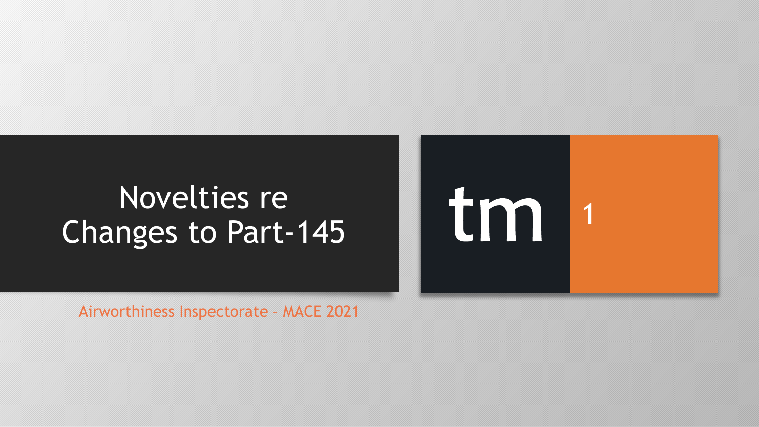# Novelties re Changes to Part-145

Airworthiness Inspectorate – MACE 2021

tm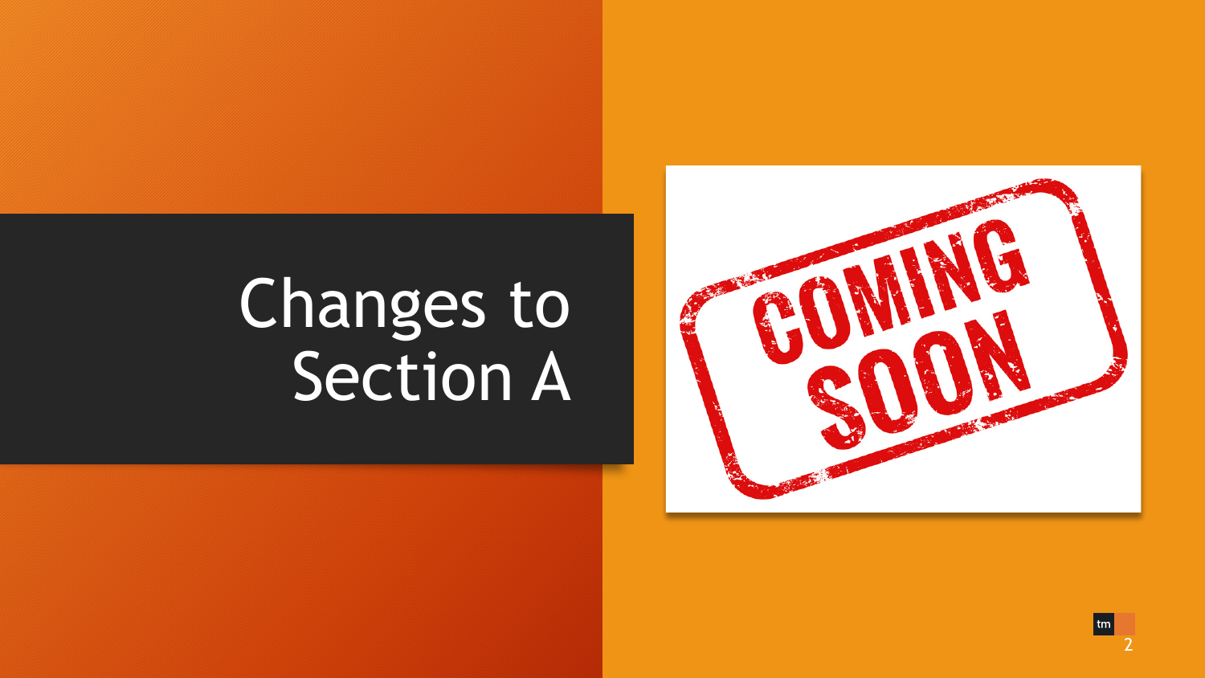# Changes to Section A

COMING SOON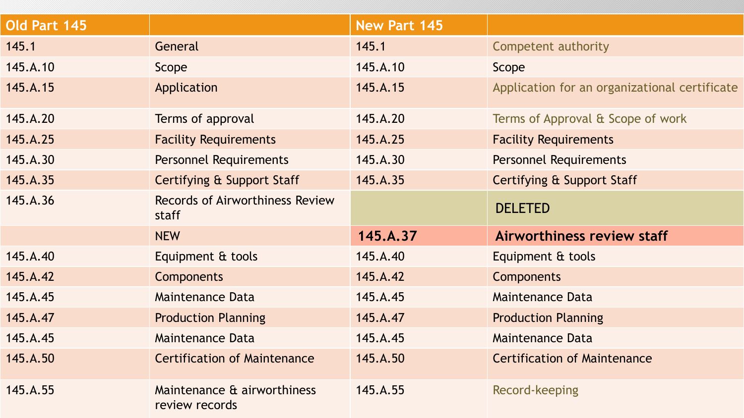| Old Part 145 | | New Part 145 | |
|---|---|---|---|
| 145.1 | General | 145.1 | Competent authority |
| 145.A.10 | Scope | 145.A.10 | Scope |
| 145.A.15 | Application | 145.A.15 | Application for an organizational certificate |
| 145.A.20 | Terms of approval | 145.A.20 | Terms of Approval & Scope of work |
| 145.A.25 | Facility Requirements | 145.A.25 | Facility Requirements |
| 145.A.30 | Personnel Requirements | 145.A.30 | Personnel Requirements |
| 145.A.35 | Certifying & Support Staff | 145.A.35 | Certifying & Support Staff |
| 145.A.36 | Records of Airworthiness Review staff | | DELETED |
| | NEW | **145.A.37** | **Airworthiness review staff** |
| 145.A.40 | Equipment & tools | 145.A.40 | Equipment & tools |
| 145.A.42 | Components | 145.A.42 | Components |
| 145.A.45 | Maintenance Data | 145.A.45 | Maintenance Data |
| 145.A.47 | Production Planning | 145.A.47 | Production Planning |
| 145.A.45 | Maintenance Data | 145.A.45 | Maintenance Data |
| 145.A.50 | Certification of Maintenance | 145.A.50 | Certification of Maintenance |
| 145.A.55 | Maintenance & airworthiness review records | 145.A.55 | Record-keeping |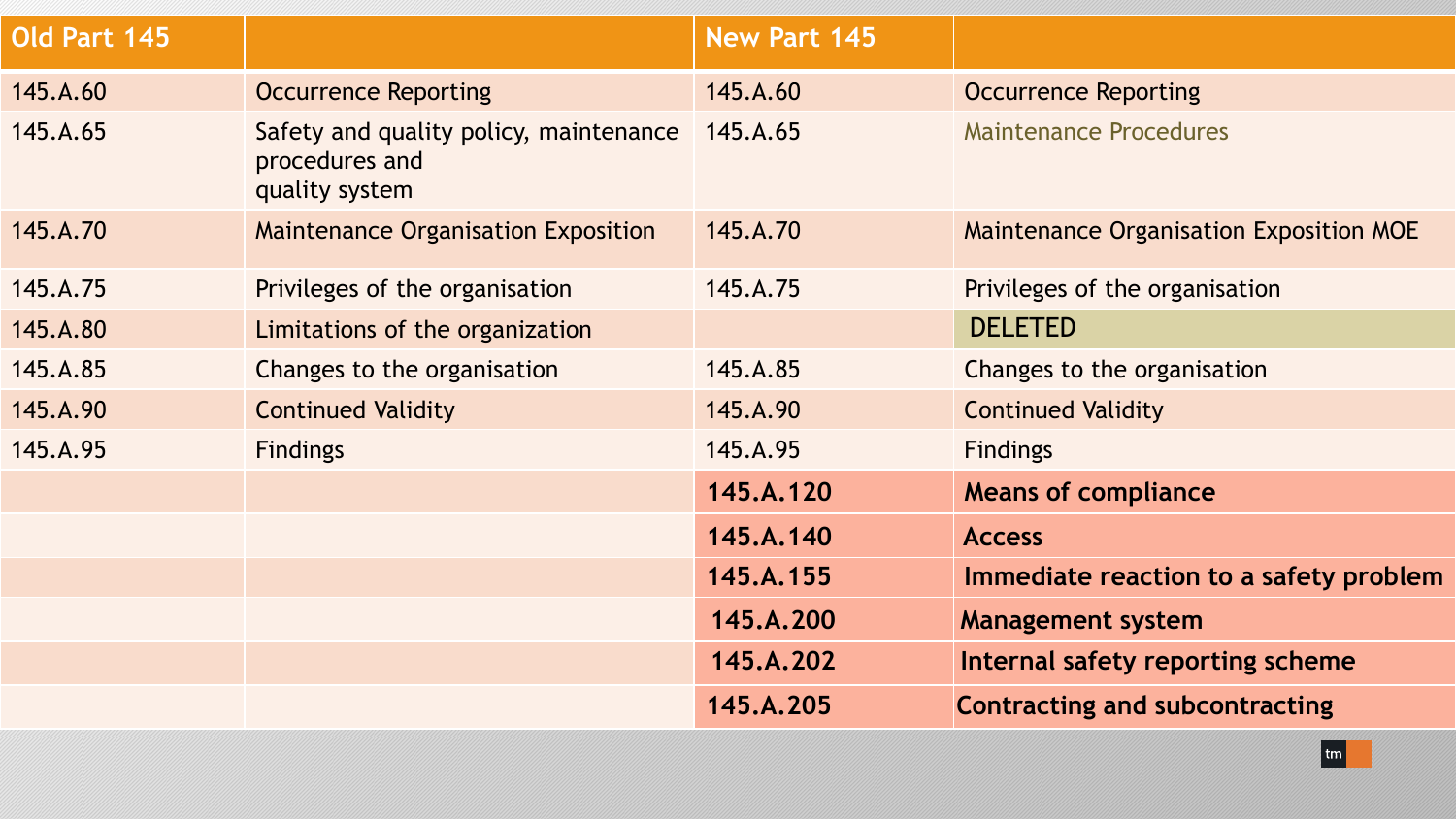| Old Part 145 | | New Part 145 | |
|---|---|---|---|
| 145.A.60 | Occurrence Reporting | 145.A.60 | Occurrence Reporting |
| 145.A.65 | Safety and quality policy, maintenance procedures and quality system | 145.A.65 | Maintenance Procedures |
| 145.A.70 | Maintenance Organisation Exposition | 145.A.70 | Maintenance Organisation Exposition MOE |
| 145.A.75 | Privileges of the organisation | 145.A.75 | Privileges of the organisation |
| 145.A.80 | Limitations of the organization | | DELETED |
| 145.A.85 | Changes to the organisation | 145.A.85 | Changes to the organisation |
| 145.A.90 | Continued Validity | 145.A.90 | Continued Validity |
| 145.A.95 | Findings | 145.A.95 | Findings |
| | | **145.A.120** | **Means of compliance** |
| | | **145.A.140** | **Access** |
| | | **145.A.155** | **Immediate reaction to a safety problem** |
| | | **145.A.200** | **Management system** |
| | | **145.A.202** | **Internal safety reporting scheme** |
| | | **145.A.205** | **Contracting and subcontracting** |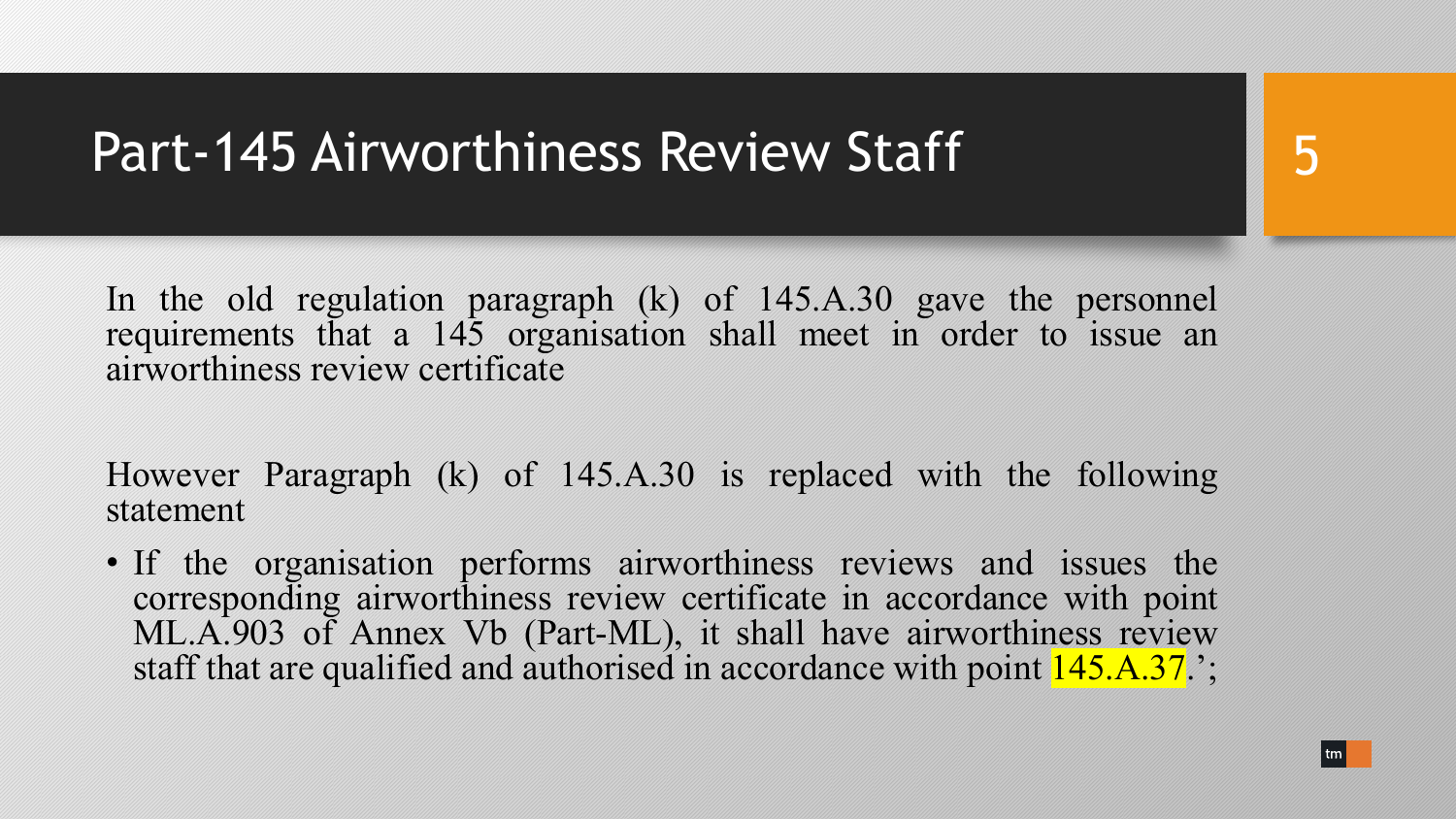# Part-145 Airworthiness Review Staff

In the old regulation paragraph (k) of 145.A.30 gave the personnel requirements that a 145 organisation shall meet in order to issue an airworthiness review certificate

However Paragraph (k) of 145.A.30 is replaced with the following statement

- If the organisation performs airworthiness reviews and issues the corresponding airworthiness review certificate in accordance with point ML.A.903 of Annex Vb (Part-ML), it shall have airworthiness review staff that are qualified and authorised in accordance with point 145.A.37.';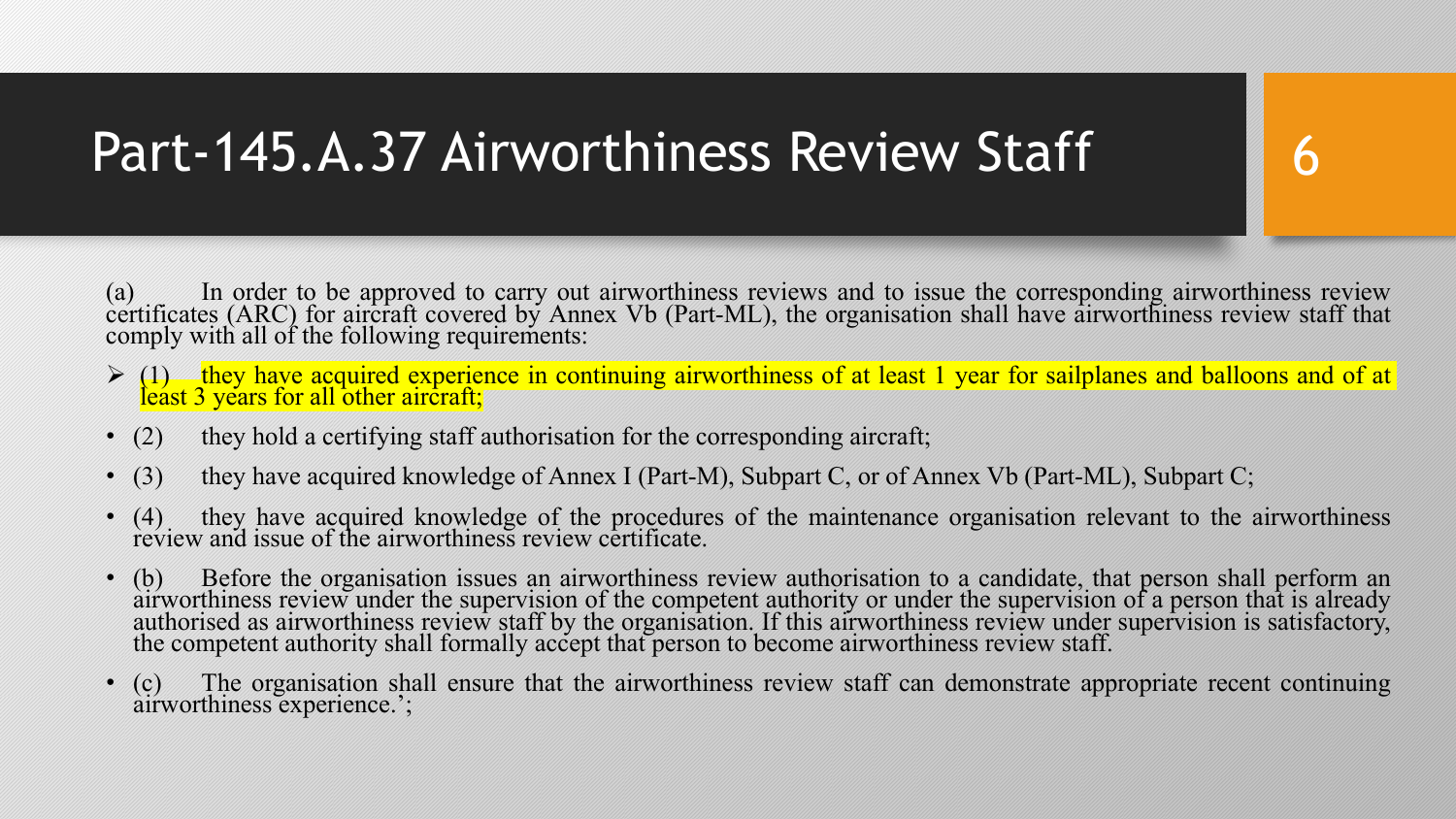# Part-145.A.37 Airworthiness Review Staff

(a) In order to be approved to carry out airworthiness reviews and to issue the corresponding airworthiness review certificates (ARC) for aircraft covered by Annex Vb (Part-ML), the organisation shall have airworthiness review staff that comply with all of the following requirements:

- (1) they have acquired experience in continuing airworthiness of at least 1 year for sailplanes and balloons and of at least 3 years for all other aircraft;
- (2) they hold a certifying staff authorisation for the corresponding aircraft;
- (3) they have acquired knowledge of Annex I (Part-M), Subpart C, or of Annex Vb (Part-ML), Subpart C;
- (4) they have acquired knowledge of the procedures of the maintenance organisation relevant to the airworthiness review and issue of the airworthiness review certificate.
- (b) Before the organisation issues an airworthiness review authorisation to a candidate, that person shall perform an airworthiness review under the supervision of the competent authority or under the supervision of a person that is already authorised as airworthiness review staff by the organisation. If this airworthiness review under supervision is satisfactory, the competent authority shall formally accept that person to become airworthiness review staff.
- (c) The organisation shall ensure that the airworthiness review staff can demonstrate appropriate recent continuing airworthiness experience.';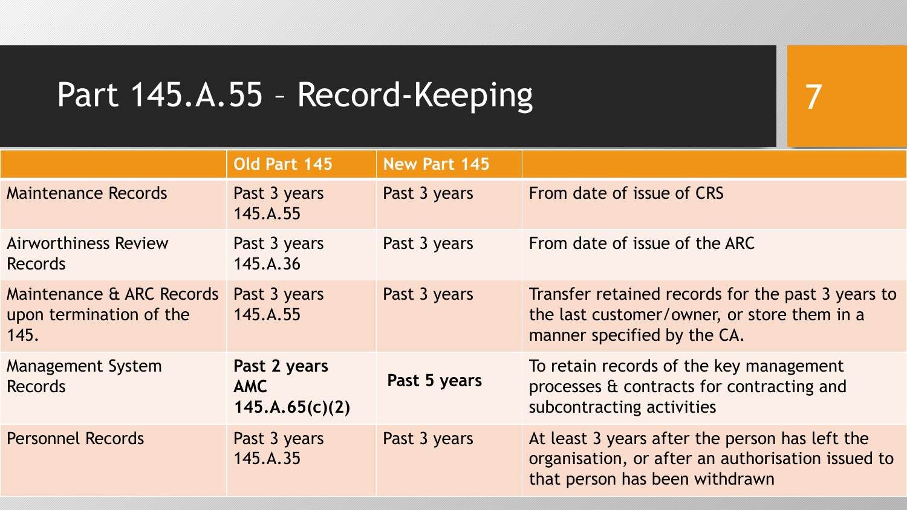# Part 145.A.55 – Record-Keeping

| | Old Part 145 | New Part 145 | |
|---|---|---|---|
| Maintenance Records | Past 3 years 145.A.55 | Past 3 years | From date of issue of CRS |
| Airworthiness Review Records | Past 3 years 145.A.36 | Past 3 years | From date of issue of the ARC |
| Maintenance & ARC Records upon termination of the 145. | Past 3 years 145.A.55 | Past 3 years | Transfer retained records for the past 3 years to the last customer/owner, or store them in a manner specified by the CA. |
| Management System Records | **Past 2 years AMC 145.A.65(c)(2)** | **Past 5 years** | To retain records of the key management processes & contracts for contracting and subcontracting activities |
| Personnel Records | Past 3 years 145.A.35 | Past 3 years | At least 3 years after the person has left the organisation, or after an authorisation issued to that person has been withdrawn |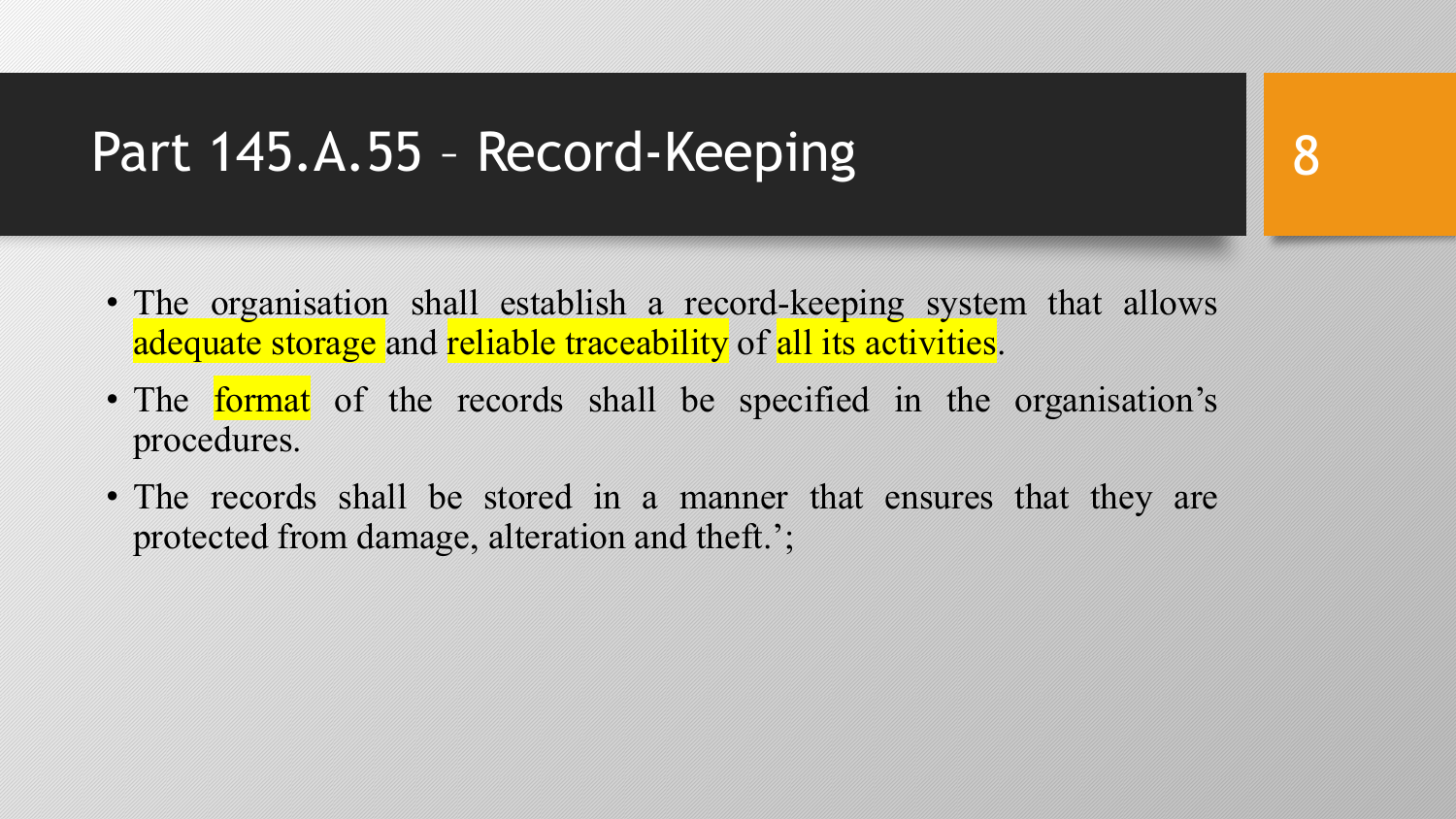# Part 145.A.55 – Record-Keeping

- The organisation shall establish a record-keeping system that allows adequate storage and reliable traceability of all its activities.
- The format of the records shall be specified in the organisation's procedures.
- The records shall be stored in a manner that ensures that they are protected from damage, alteration and theft.';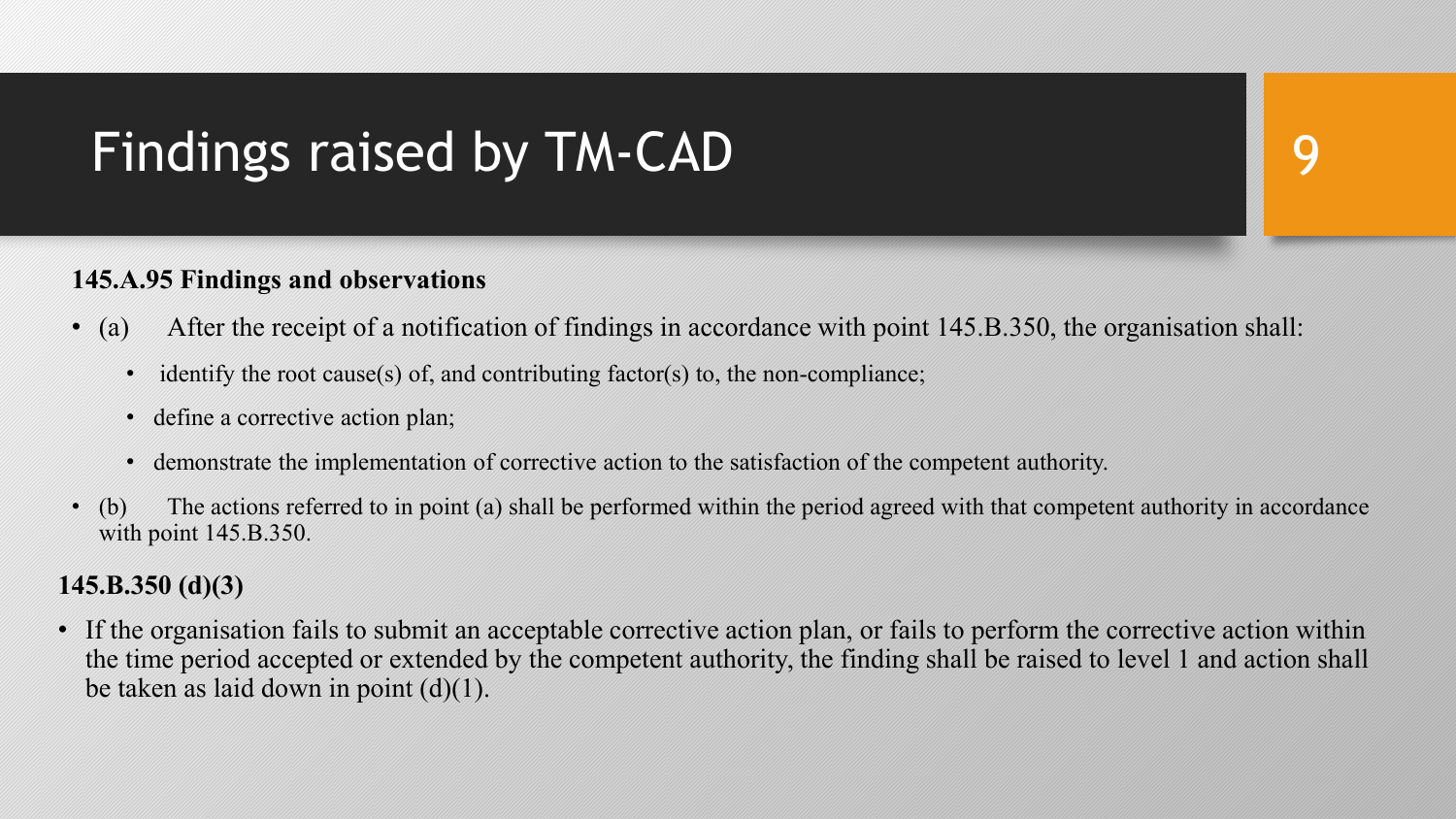# Findings raised by TM-CAD

**145.A.95 Findings and observations**

- (a) After the receipt of a notification of findings in accordance with point 145.B.350, the organisation shall:
  - identify the root cause(s) of, and contributing factor(s) to, the non-compliance;
  - define a corrective action plan;
  - demonstrate the implementation of corrective action to the satisfaction of the competent authority.
- (b) The actions referred to in point (a) shall be performed within the period agreed with that competent authority in accordance with point 145.B.350.

**145.B.350 (d)(3)**

- If the organisation fails to submit an acceptable corrective action plan, or fails to perform the corrective action within the time period accepted or extended by the competent authority, the finding shall be raised to level 1 and action shall be taken as laid down in point (d)(1).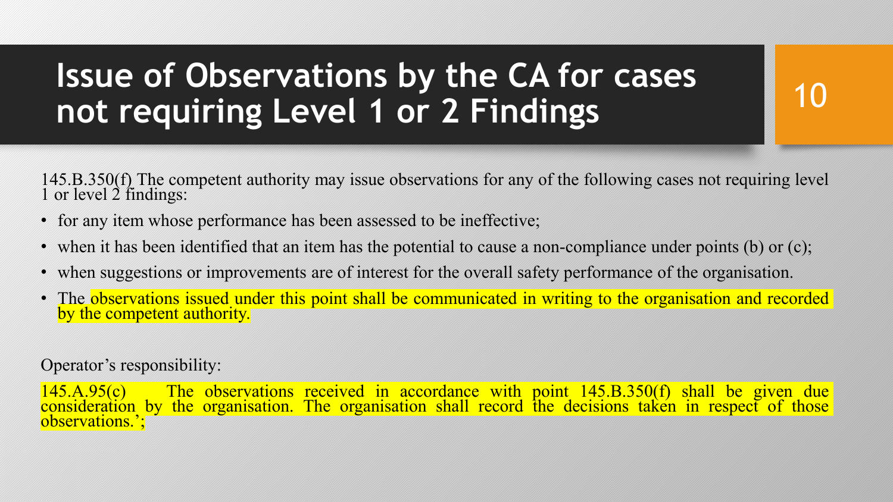# Issue of Observations by the CA for cases not requiring Level 1 or 2 Findings

145.B.350(f) The competent authority may issue observations for any of the following cases not requiring level 1 or level 2 findings:

- for any item whose performance has been assessed to be ineffective;
- when it has been identified that an item has the potential to cause a non-compliance under points (b) or (c);
- when suggestions or improvements are of interest for the overall safety performance of the organisation.
- The observations issued under this point shall be communicated in writing to the organisation and recorded by the competent authority.

Operator's responsibility:

145.A.95(c) The observations received in accordance with point 145.B.350(f) shall be given due consideration by the organisation. The organisation shall record the decisions taken in respect of those observations.';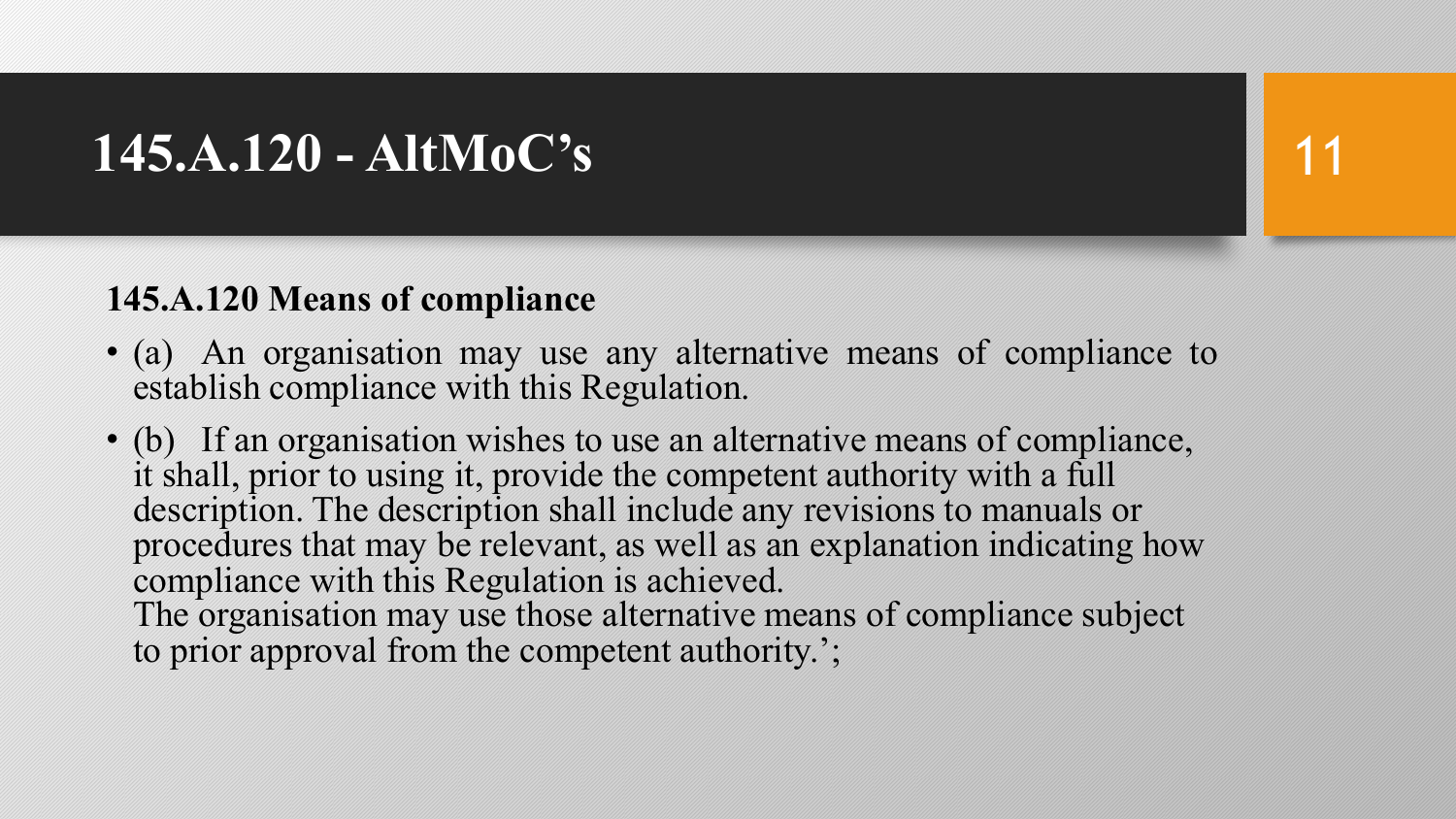# 145.A.120 - AltMoC's

**145.A.120 Means of compliance**

- (a) An organisation may use any alternative means of compliance to establish compliance with this Regulation.
- (b) If an organisation wishes to use an alternative means of compliance, it shall, prior to using it, provide the competent authority with a full description. The description shall include any revisions to manuals or procedures that may be relevant, as well as an explanation indicating how compliance with this Regulation is achieved.
  The organisation may use those alternative means of compliance subject to prior approval from the competent authority.';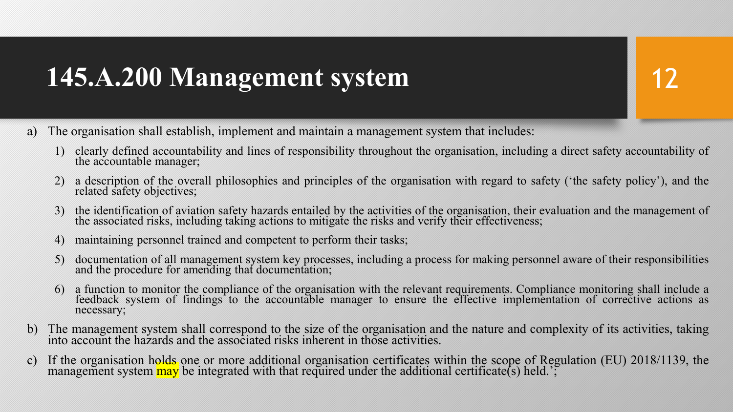# 145.A.200 Management system

a) The organisation shall establish, implement and maintain a management system that includes:

   1) clearly defined accountability and lines of responsibility throughout the organisation, including a direct safety accountability of the accountable manager;

   2) a description of the overall philosophies and principles of the organisation with regard to safety ('the safety policy'), and the related safety objectives;

   3) the identification of aviation safety hazards entailed by the activities of the organisation, their evaluation and the management of the associated risks, including taking actions to mitigate the risks and verify their effectiveness;

   4) maintaining personnel trained and competent to perform their tasks;

   5) documentation of all management system key processes, including a process for making personnel aware of their responsibilities and the procedure for amending that documentation;

   6) a function to monitor the compliance of the organisation with the relevant requirements. Compliance monitoring shall include a feedback system of findings to the accountable manager to ensure the effective implementation of corrective actions as necessary;

b) The management system shall correspond to the size of the organisation and the nature and complexity of its activities, taking into account the hazards and the associated risks inherent in those activities.

c) If the organisation holds one or more additional organisation certificates within the scope of Regulation (EU) 2018/1139, the management system may be integrated with that required under the additional certificate(s) held.';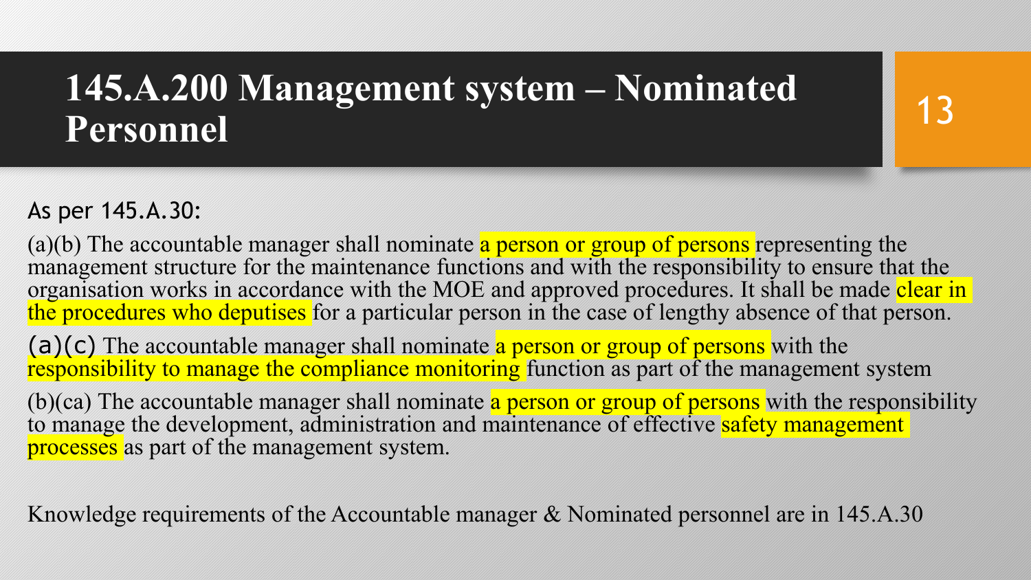# 145.A.200 Management system – Nominated Personnel

As per 145.A.30:

(a)(b) The accountable manager shall nominate a person or group of persons representing the management structure for the maintenance functions and with the responsibility to ensure that the organisation works in accordance with the MOE and approved procedures. It shall be made clear in the procedures who deputises for a particular person in the case of lengthy absence of that person.

(a)(c) The accountable manager shall nominate a person or group of persons with the responsibility to manage the compliance monitoring function as part of the management system

(b)(ca) The accountable manager shall nominate a person or group of persons with the responsibility to manage the development, administration and maintenance of effective safety management processes as part of the management system.

Knowledge requirements of the Accountable manager & Nominated personnel are in 145.A.30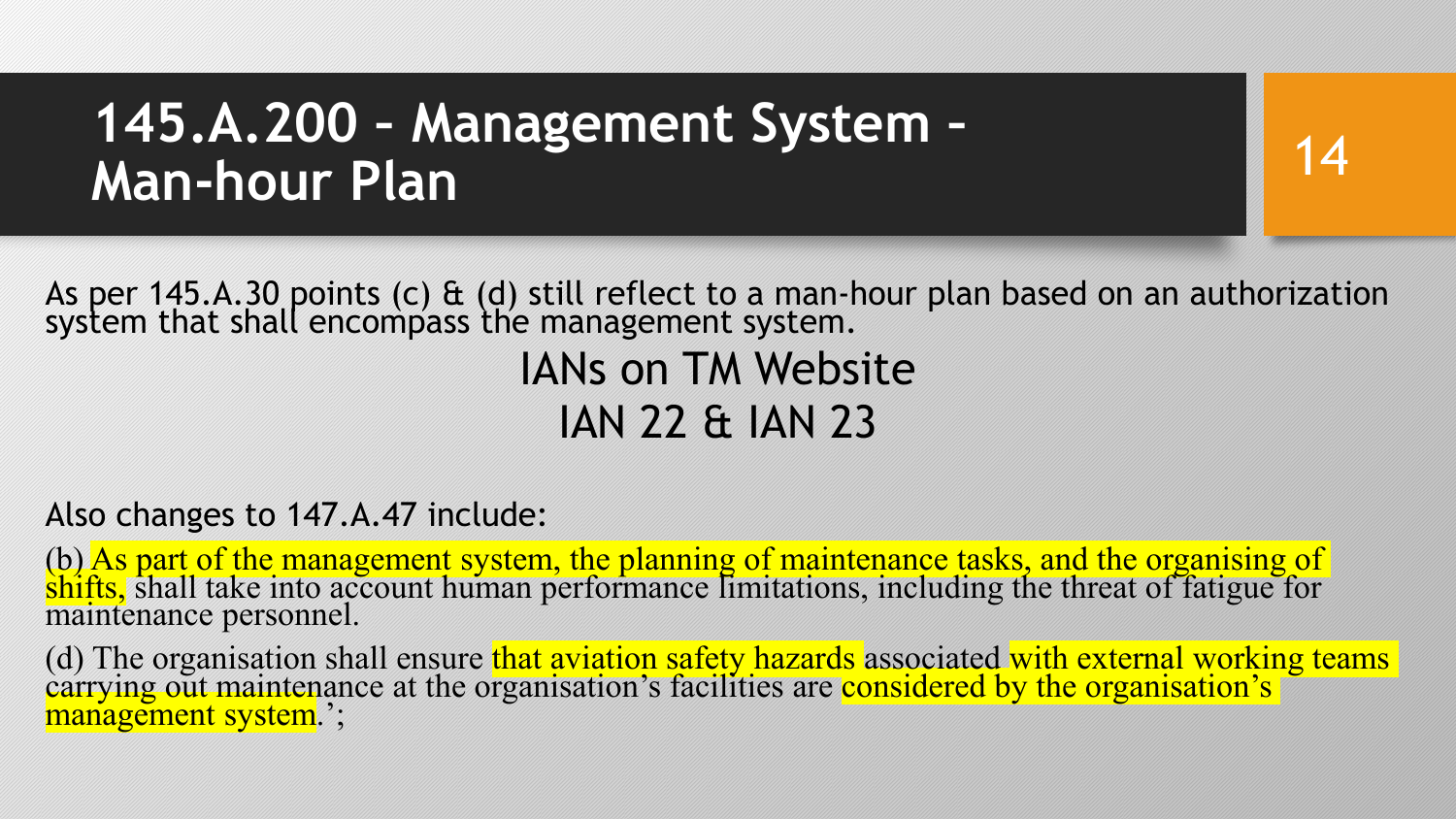# 145.A.200 – Management System – Man-hour Plan

As per 145.A.30 points (c) & (d) still reflect to a man-hour plan based on an authorization system that shall encompass the management system.

IANs on TM Website

IAN 22 & IAN 23

Also changes to 147.A.47 include:

(b) As part of the management system, the planning of maintenance tasks, and the organising of shifts, shall take into account human performance limitations, including the threat of fatigue for maintenance personnel.

(d) The organisation shall ensure that aviation safety hazards associated with external working teams carrying out maintenance at the organisation's facilities are considered by the organisation's management system.';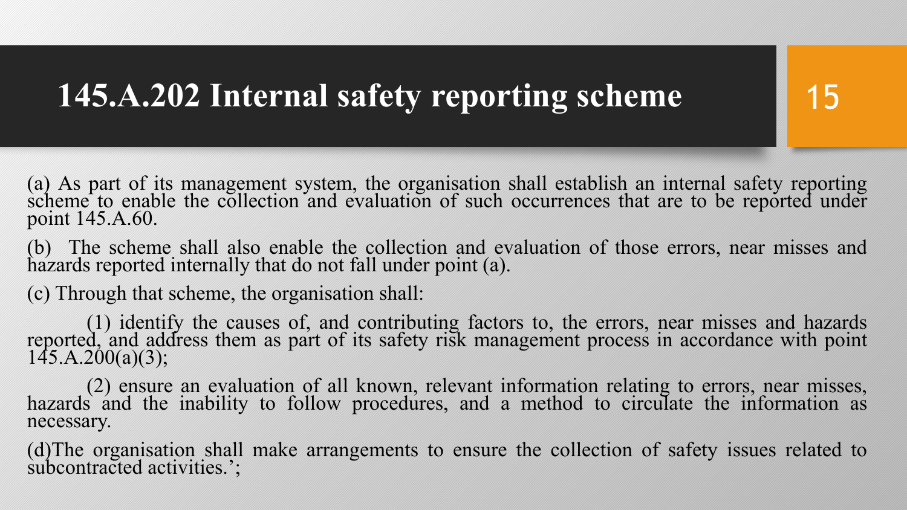# 145.A.202 Internal safety reporting scheme

(a) As part of its management system, the organisation shall establish an internal safety reporting scheme to enable the collection and evaluation of such occurrences that are to be reported under point 145.A.60.

(b) The scheme shall also enable the collection and evaluation of those errors, near misses and hazards reported internally that do not fall under point (a).

(c) Through that scheme, the organisation shall:

(1) identify the causes of, and contributing factors to, the errors, near misses and hazards reported, and address them as part of its safety risk management process in accordance with point 145.A.200(a)(3);

(2) ensure an evaluation of all known, relevant information relating to errors, near misses, hazards and the inability to follow procedures, and a method to circulate the information as necessary.

(d)The organisation shall make arrangements to ensure the collection of safety issues related to subcontracted activities.';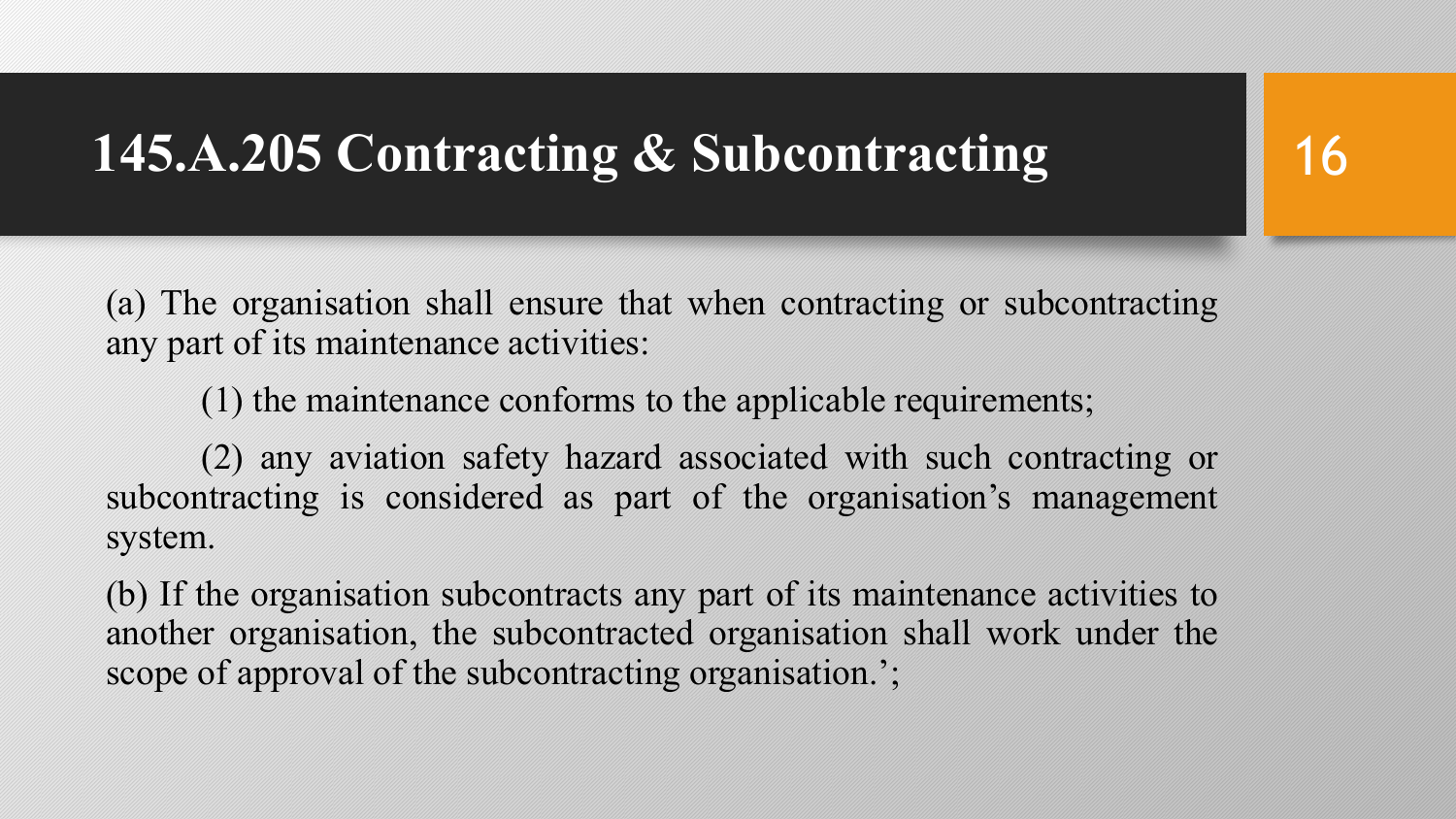# 145.A.205 Contracting & Subcontracting

(a) The organisation shall ensure that when contracting or subcontracting any part of its maintenance activities:

(1) the maintenance conforms to the applicable requirements;

(2) any aviation safety hazard associated with such contracting or subcontracting is considered as part of the organisation's management system.

(b) If the organisation subcontracts any part of its maintenance activities to another organisation, the subcontracted organisation shall work under the scope of approval of the subcontracting organisation.';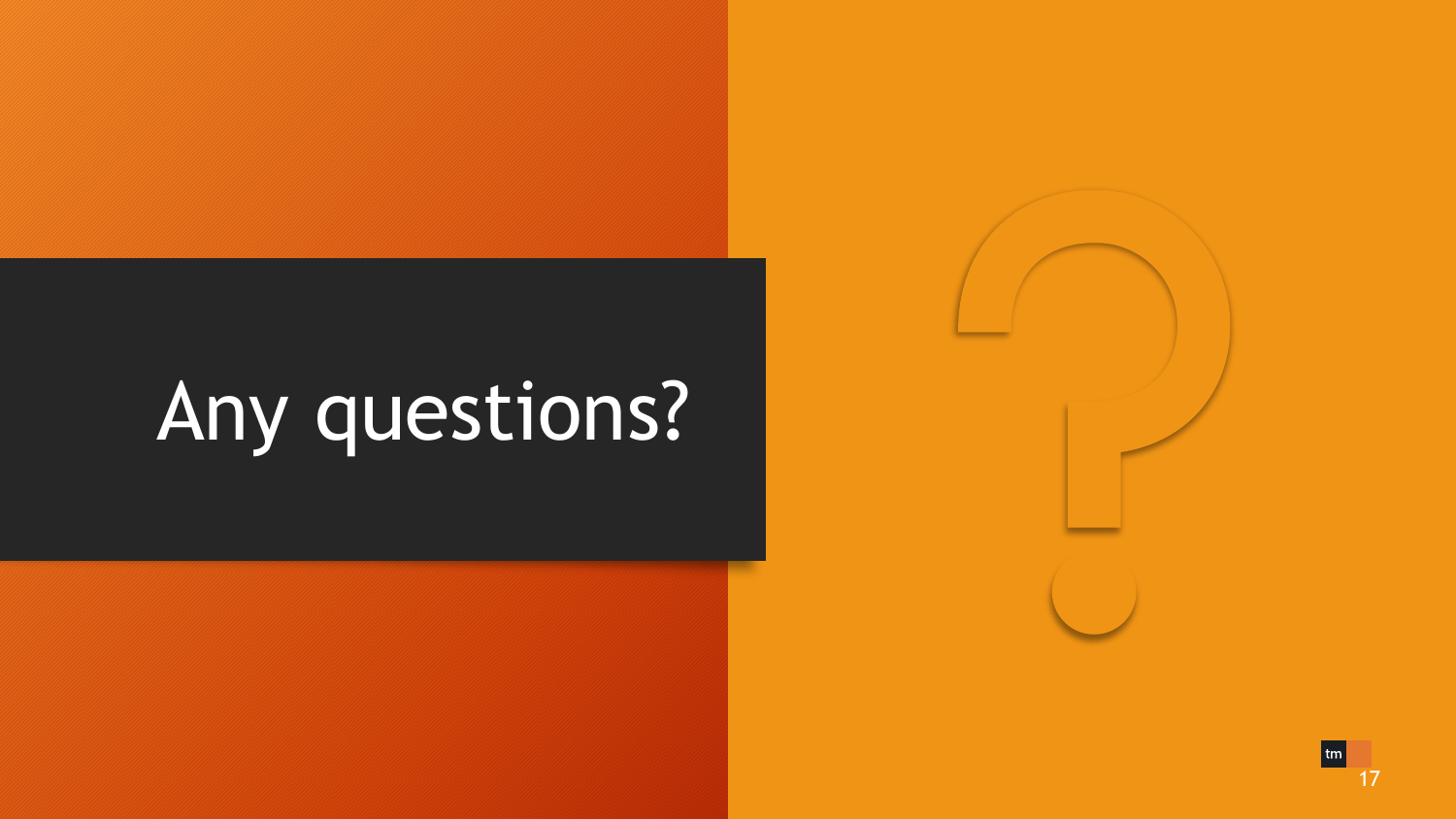# Any questions?